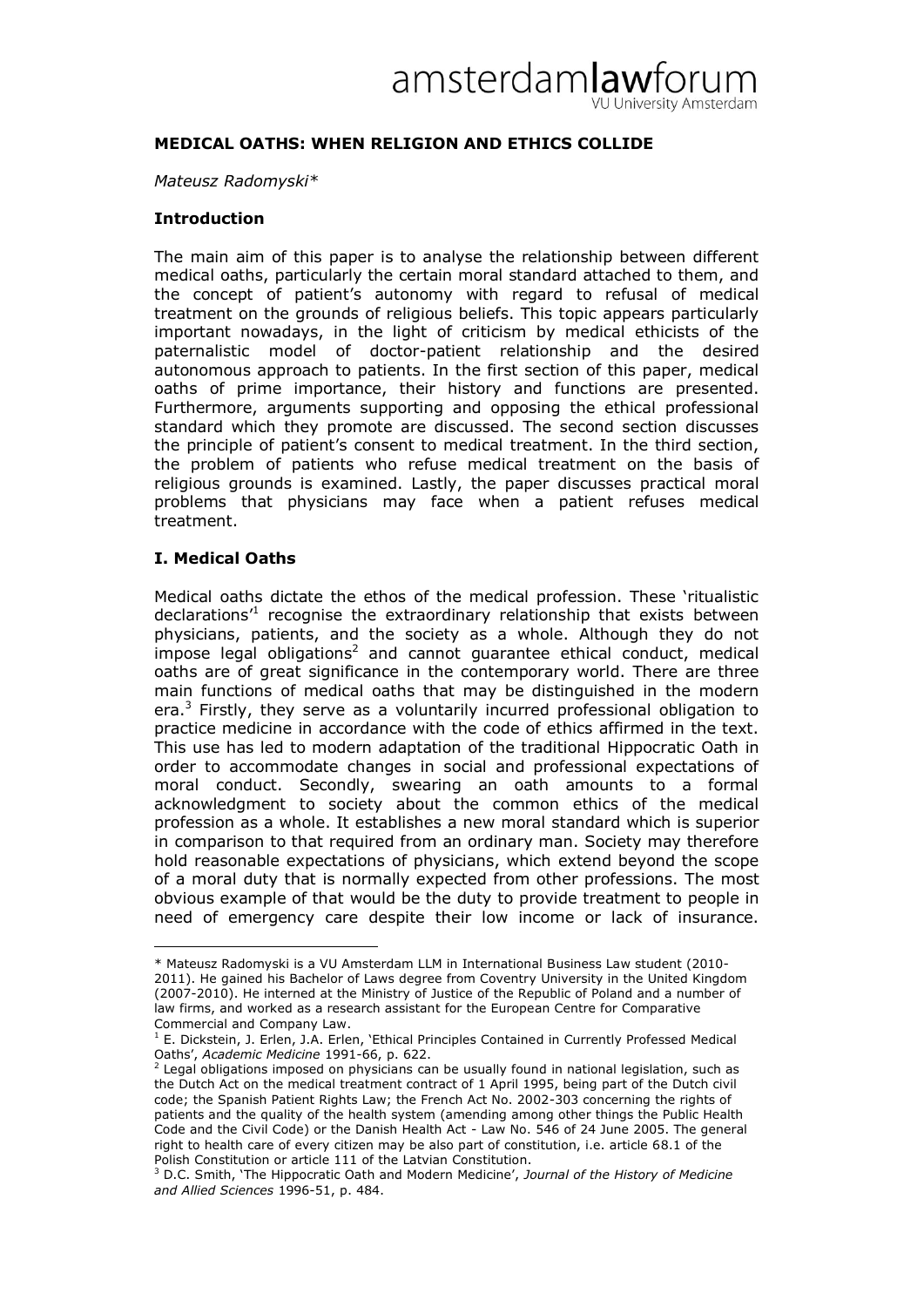# MEDICAL OATHS: WHEN RELIGION AND ETHICS COLLIDE

*Mateusz Radomyski\**

## Introduction

The main aim of this paper is to analyse the relationship between different medical oaths, particularly the certain moral standard attached to them, and the concept of patient's autonomy with regard to refusal of medical treatment on the grounds of religious beliefs. This topic appears particularly important nowadays, in the light of criticism by medical ethicists of the paternalistic model of doctor-patient relationship and the desired autonomous approach to patients. In the first section of this paper, medical oaths of prime importance, their history and functions are presented. Furthermore, arguments supporting and opposing the ethical professional standard which they promote are discussed. The second section discusses the principle of patient's consent to medical treatment. In the third section, the problem of patients who refuse medical treatment on the basis of religious grounds is examined. Lastly, the paper discusses practical moral problems that physicians may face when a patient refuses medical treatment.

## I. Medical Oaths

Medical oaths dictate the ethos of the medical profession. These 'ritualistic declarations'[1] recognise the extraordinary relationship that exists between physicians, patients, and the society as a whole. Although they do not impose legal obligations[2] and cannot guarantee ethical conduct, medical oaths are of great significance in the contemporary world. There are three main functions of medical oaths that may be distinguished in the modern era.[3] Firstly, they serve as a voluntarily incurred professional obligation to practice medicine in accordance with the code of ethics affirmed in the text. This use has led to modern adaptation of the traditional Hippocratic Oath in order to accommodate changes in social and professional expectations of moral conduct. Secondly, swearing an oath amounts to a formal acknowledgment to society about the common ethics of the medical profession as a whole. It establishes a new moral standard which is superior in comparison to that required from an ordinary man. Society may therefore hold reasonable expectations of physicians, which extend beyond the scope of a moral duty that is normally expected from other professions. The most obvious example of that would be the duty to provide treatment to people in need of emergency care despite their low income or lack of insurance.

---

\* Mateusz Radomyski is a VU Amsterdam LLM in International Business Law student (2010-2011). He gained his Bachelor of Laws degree from Coventry University in the United Kingdom (2007-2010). He interned at the Ministry of Justice of the Republic of Poland and a number of law firms, and worked as a research assistant for the European Centre for Comparative Commercial and Company Law.

[1] E. Dickstein, J. Erlen, J.A. Erlen, 'Ethical Principles Contained in Currently Professed Medical Oaths', *Academic Medicine* 1991-66, p. 622.

[2] Legal obligations imposed on physicians can be usually found in national legislation, such as the Dutch Act on the medical treatment contract of 1 April 1995, being part of the Dutch civil code; the Spanish Patient Rights Law; the French Act No. 2002-303 concerning the rights of patients and the quality of the health system (amending among other things the Public Health Code and the Civil Code) or the Danish Health Act - Law No. 546 of 24 June 2005. The general right to health care of every citizen may be also part of constitution, i.e. article 68.1 of the Polish Constitution or article 111 of the Latvian Constitution.

[3] D.C. Smith, 'The Hippocratic Oath and Modern Medicine', *Journal of the History of Medicine and Allied Sciences* 1996-51, p. 484.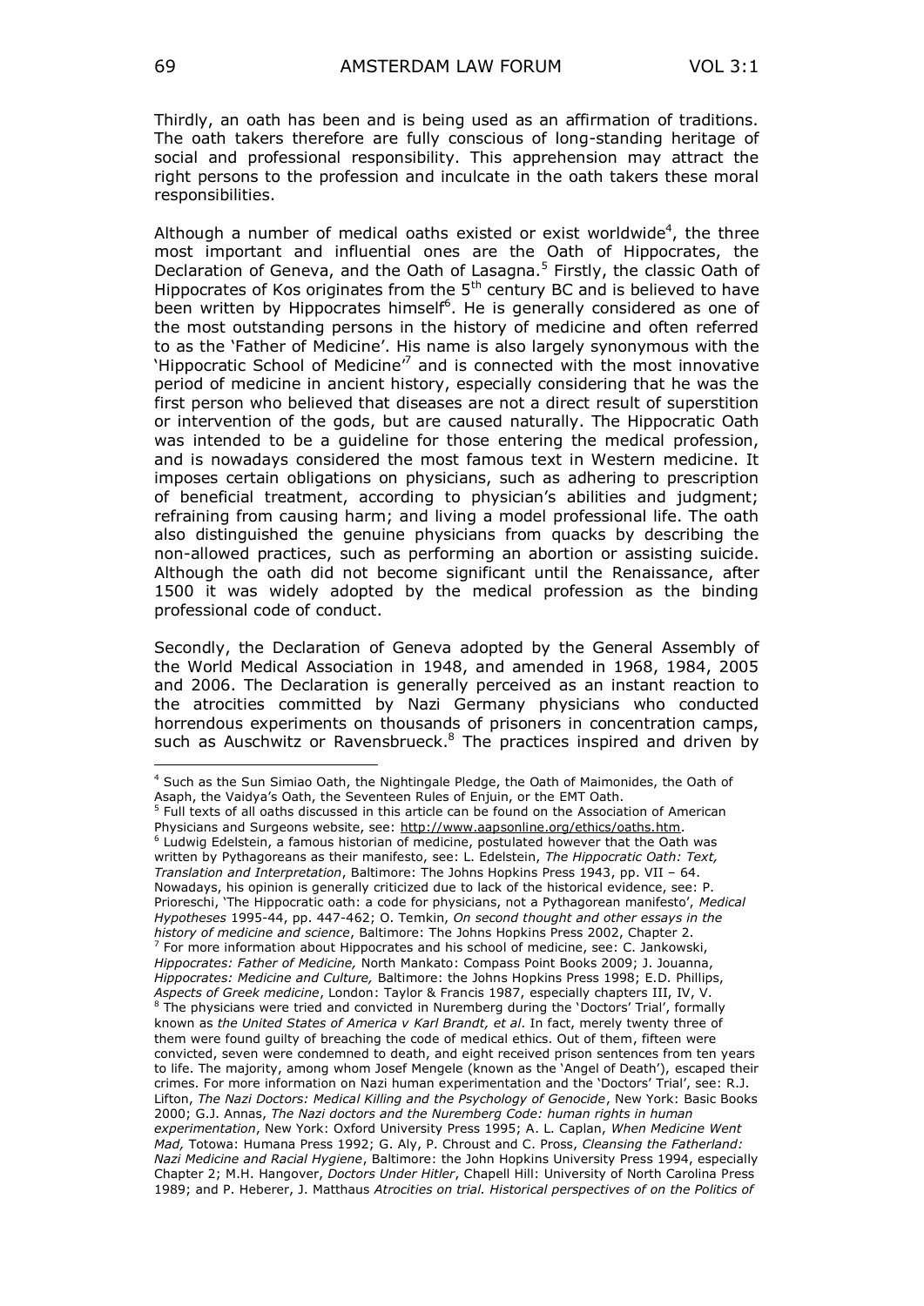Thirdly, an oath has been and is being used as an affirmation of traditions. The oath takers therefore are fully conscious of long-standing heritage of social and professional responsibility. This apprehension may attract the right persons to the profession and inculcate in the oath takers these moral responsibilities.

Although a number of medical oaths existed or exist worldwide[4], the three most important and influential ones are the Oath of Hippocrates, the Declaration of Geneva, and the Oath of Lasagna.[5] Firstly, the classic Oath of Hippocrates of Kos originates from the 5th century BC and is believed to have been written by Hippocrates himself[6]. He is generally considered as one of the most outstanding persons in the history of medicine and often referred to as the 'Father of Medicine'. His name is also largely synonymous with the 'Hippocratic School of Medicine'[7] and is connected with the most innovative period of medicine in ancient history, especially considering that he was the first person who believed that diseases are not a direct result of superstition or intervention of the gods, but are caused naturally. The Hippocratic Oath was intended to be a guideline for those entering the medical profession, and is nowadays considered the most famous text in Western medicine. It imposes certain obligations on physicians, such as adhering to prescription of beneficial treatment, according to physician's abilities and judgment; refraining from causing harm; and living a model professional life. The oath also distinguished the genuine physicians from quacks by describing the non-allowed practices, such as performing an abortion or assisting suicide. Although the oath did not become significant until the Renaissance, after 1500 it was widely adopted by the medical profession as the binding professional code of conduct.

Secondly, the Declaration of Geneva adopted by the General Assembly of the World Medical Association in 1948, and amended in 1968, 1984, 2005 and 2006. The Declaration is generally perceived as an instant reaction to the atrocities committed by Nazi Germany physicians who conducted horrendous experiments on thousands of prisoners in concentration camps, such as Auschwitz or Ravensbrueck.[8] The practices inspired and driven by

---

[4] Such as the Sun Simiao Oath, the Nightingale Pledge, the Oath of Maimonides, the Oath of Asaph, the Vaidya's Oath, the Seventeen Rules of Enjuin, or the EMT Oath.

[5] Full texts of all oaths discussed in this article can be found on the Association of American Physicians and Surgeons website, see: http://www.aapsonline.org/ethics/oaths.htm.

[6] Ludwig Edelstein, a famous historian of medicine, postulated however that the Oath was written by Pythagoreans as their manifesto, see: L. Edelstein, *The Hippocratic Oath: Text, Translation and Interpretation*, Baltimore: The Johns Hopkins Press 1943, pp. VII – 64. Nowadays, his opinion is generally criticized due to lack of the historical evidence, see: P. Prioreschi, 'The Hippocratic oath: a code for physicians, not a Pythagorean manifesto', *Medical Hypotheses* 1995-44, pp. 447-462; O. Temkin, *On second thought and other essays in the history of medicine and science*, Baltimore: The Johns Hopkins Press 2002, Chapter 2.

[7] For more information about Hippocrates and his school of medicine, see: C. Jankowski, *Hippocrates: Father of Medicine,* North Mankato: Compass Point Books 2009; J. Jouanna, *Hippocrates: Medicine and Culture,* Baltimore: the Johns Hopkins Press 1998; E.D. Phillips, *Aspects of Greek medicine*, London: Taylor & Francis 1987, especially chapters III, IV, V.

[8] The physicians were tried and convicted in Nuremberg during the 'Doctors' Trial', formally known as *the United States of America v Karl Brandt, et al*. In fact, merely twenty three of them were found guilty of breaching the code of medical ethics. Out of them, fifteen were convicted, seven were condemned to death, and eight received prison sentences from ten years to life. The majority, among whom Josef Mengele (known as the 'Angel of Death'), escaped their crimes. For more information on Nazi human experimentation and the 'Doctors' Trial', see: R.J. Lifton, *The Nazi Doctors: Medical Killing and the Psychology of Genocide*, New York: Basic Books 2000; G.J. Annas, *The Nazi doctors and the Nuremberg Code: human rights in human experimentation*, New York: Oxford University Press 1995; A. L. Caplan, *When Medicine Went Mad,* Totowa: Humana Press 1992; G. Aly, P. Chroust and C. Pross, *Cleansing the Fatherland: Nazi Medicine and Racial Hygiene*, Baltimore: the John Hopkins University Press 1994, especially Chapter 2; M.H. Hangover, *Doctors Under Hitler*, Chapell Hill: University of North Carolina Press 1989; and P. Heberer, J. Matthaus *Atrocities on trial. Historical perspectives of on the Politics of*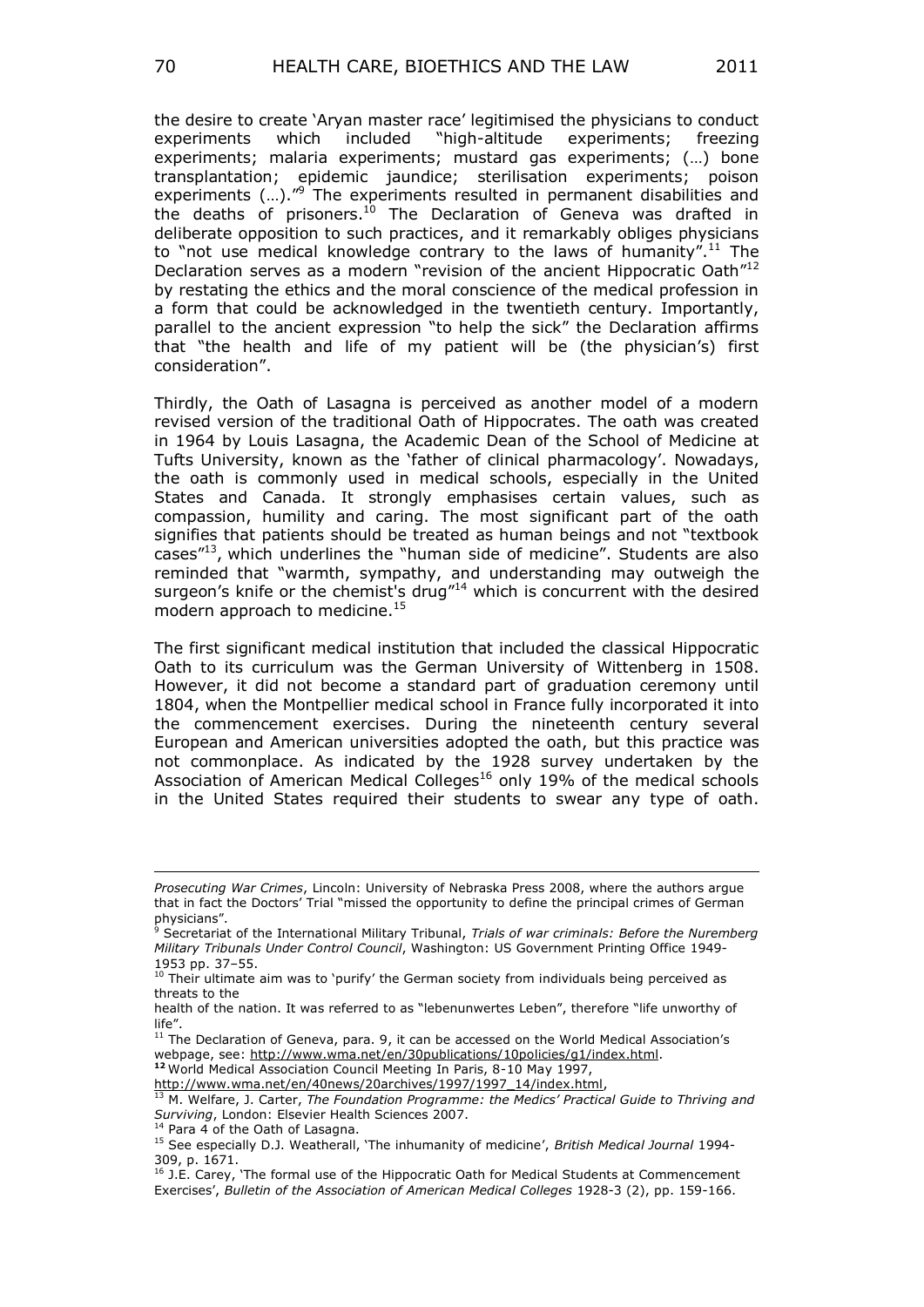the desire to create 'Aryan master race' legitimised the physicians to conduct experiments which included "high-altitude experiments; freezing experiments; malaria experiments; mustard gas experiments; (…) bone transplantation; epidemic jaundice; sterilisation experiments; poison experiments (…)."[9] The experiments resulted in permanent disabilities and the deaths of prisoners.[10] The Declaration of Geneva was drafted in deliberate opposition to such practices, and it remarkably obliges physicians to "not use medical knowledge contrary to the laws of humanity".[11] The Declaration serves as a modern "revision of the ancient Hippocratic Oath"[12] by restating the ethics and the moral conscience of the medical profession in a form that could be acknowledged in the twentieth century. Importantly, parallel to the ancient expression "to help the sick" the Declaration affirms that "the health and life of my patient will be (the physician's) first consideration".

Thirdly, the Oath of Lasagna is perceived as another model of a modern revised version of the traditional Oath of Hippocrates. The oath was created in 1964 by Louis Lasagna, the Academic Dean of the School of Medicine at Tufts University, known as the 'father of clinical pharmacology'. Nowadays, the oath is commonly used in medical schools, especially in the United States and Canada. It strongly emphasises certain values, such as compassion, humility and caring. The most significant part of the oath signifies that patients should be treated as human beings and not "textbook cases"[13], which underlines the "human side of medicine". Students are also reminded that "warmth, sympathy, and understanding may outweigh the surgeon's knife or the chemist's drug"[14] which is concurrent with the desired modern approach to medicine.[15]

The first significant medical institution that included the classical Hippocratic Oath to its curriculum was the German University of Wittenberg in 1508. However, it did not become a standard part of graduation ceremony until 1804, when the Montpellier medical school in France fully incorporated it into the commencement exercises. During the nineteenth century several European and American universities adopted the oath, but this practice was not commonplace. As indicated by the 1928 survey undertaken by the Association of American Medical Colleges[16] only 19% of the medical schools in the United States required their students to swear any type of oath.

---

*Prosecuting War Crimes*, Lincoln: University of Nebraska Press 2008, where the authors argue that in fact the Doctors' Trial "missed the opportunity to define the principal crimes of German physicians".

[9] Secretariat of the International Military Tribunal, *Trials of war criminals: Before the Nuremberg Military Tribunals Under Control Council*, Washington: US Government Printing Office 1949-1953 pp. 37–55.

[10] Their ultimate aim was to 'purify' the German society from individuals being perceived as threats to the
health of the nation. It was referred to as "lebenunwertes Leben", therefore "life unworthy of life".

[11] The Declaration of Geneva, para. 9, it can be accessed on the World Medical Association's webpage, see: http://www.wma.net/en/30publications/10policies/g1/index.html.

[12] World Medical Association Council Meeting In Paris, 8-10 May 1997, http://www.wma.net/en/40news/20archives/1997/1997_14/index.html,

[13] M. Welfare, J. Carter, *The Foundation Programme: the Medics' Practical Guide to Thriving and Surviving*, London: Elsevier Health Sciences 2007.

[14] Para 4 of the Oath of Lasagna.

[15] See especially D.J. Weatherall, 'The inhumanity of medicine', *British Medical Journal* 1994-309, p. 1671.

[16] J.E. Carey, 'The formal use of the Hippocratic Oath for Medical Students at Commencement Exercises', *Bulletin of the Association of American Medical Colleges* 1928-3 (2), pp. 159-166.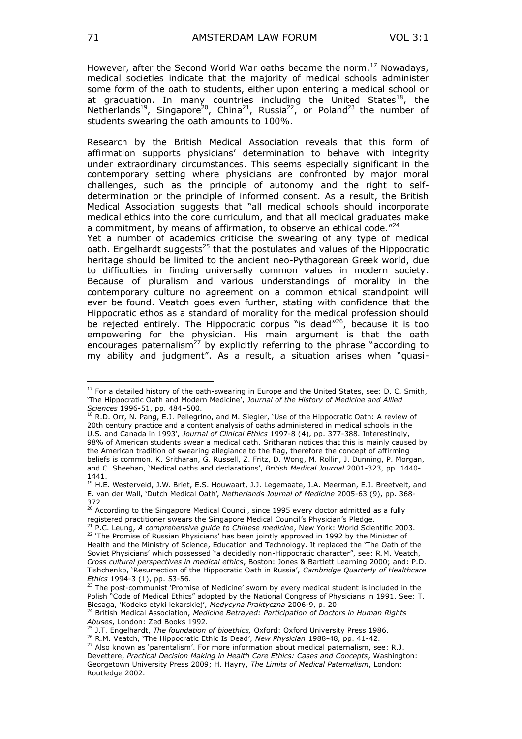However, after the Second World War oaths became the norm.[17] Nowadays, medical societies indicate that the majority of medical schools administer some form of the oath to students, either upon entering a medical school or at graduation. In many countries including the United States[18], the Netherlands[19], Singapore[20], China[21], Russia[22], or Poland[23] the number of students swearing the oath amounts to 100%.

Research by the British Medical Association reveals that this form of affirmation supports physicians' determination to behave with integrity under extraordinary circumstances. This seems especially significant in the contemporary setting where physicians are confronted by major moral challenges, such as the principle of autonomy and the right to self-determination or the principle of informed consent. As a result, the British Medical Association suggests that "all medical schools should incorporate medical ethics into the core curriculum, and that all medical graduates make a commitment, by means of affirmation, to observe an ethical code."[24]

Yet a number of academics criticise the swearing of any type of medical oath. Engelhardt suggests[25] that the postulates and values of the Hippocratic heritage should be limited to the ancient neo-Pythagorean Greek world, due to difficulties in finding universally common values in modern society. Because of pluralism and various understandings of morality in the contemporary culture no agreement on a common ethical standpoint will ever be found. Veatch goes even further, stating with confidence that the Hippocratic ethos as a standard of morality for the medical profession should be rejected entirely. The Hippocratic corpus "is dead"[26], because it is too empowering for the physician. His main argument is that the oath encourages paternalism[27] by explicitly referring to the phrase "according to my ability and judgment". As a result, a situation arises when "quasi-

---

[17] For a detailed history of the oath-swearing in Europe and the United States, see: D. C. Smith, 'The Hippocratic Oath and Modern Medicine', *Journal of the History of Medicine and Allied Sciences* 1996-51, pp. 484–500.

[18] R.D. Orr, N. Pang, E.J. Pellegrino, and M. Siegler, 'Use of the Hippocratic Oath: A review of 20th century practice and a content analysis of oaths administered in medical schools in the U.S. and Canada in 1993', *Journal of Clinical Ethics* 1997-8 (4), pp. 377-388. Interestingly, 98% of American students swear a medical oath. Sritharan notices that this is mainly caused by the American tradition of swearing allegiance to the flag, therefore the concept of affirming beliefs is common. K. Sritharan, G. Russell, Z. Fritz, D. Wong, M. Rollin, J. Dunning, P. Morgan, and C. Sheehan, 'Medical oaths and declarations', *British Medical Journal* 2001-323, pp. 1440-1441.

[19] H.E. Westerveld, J.W. Briet, E.S. Houwaart, J.J. Legemaate, J.A. Meerman, E.J. Breetvelt, and E. van der Wall, 'Dutch Medical Oath', *Netherlands Journal of Medicine* 2005-63 (9), pp. 368-372.

[20] According to the Singapore Medical Council, since 1995 every doctor admitted as a fully registered practitioner swears the Singapore Medical Council's Physician's Pledge.

[21] P.C. Leung, *A comprehensive guide to Chinese medicine*, New York: World Scientific 2003.

[22] 'The Promise of Russian Physicians' has been jointly approved in 1992 by the Minister of Health and the Ministry of Science, Education and Technology. It replaced the 'The Oath of the Soviet Physicians' which possessed "a decidedly non-Hippocratic character", see: R.M. Veatch, *Cross cultural perspectives in medical ethics*, Boston: Jones & Bartlett Learning 2000; and: P.D. Tishchenko, 'Resurrection of the Hippocratic Oath in Russia', *Cambridge Quarterly of Healthcare Ethics* 1994-3 (1), pp. 53-56.

[23] The post-communist 'Promise of Medicine' sworn by every medical student is included in the Polish "Code of Medical Ethics" adopted by the National Congress of Physicians in 1991. See: T. Biesaga, 'Kodeks etyki lekarskiej', *Medycyna Praktyczna* 2006-9, p. 20.

[24] British Medical Association, *Medicine Betrayed: Participation of Doctors in Human Rights Abuses*, London: Zed Books 1992.

[25] J.T. Engelhardt, *The foundation of bioethics,* Oxford: Oxford University Press 1986.

[26] R.M. Veatch, 'The Hippocratic Ethic Is Dead', *New Physician* 1988-48, pp. 41-42.

[27] Also known as 'parentalism'. For more information about medical paternalism, see: R.J. Devettere, *Practical Decision Making in Health Care Ethics: Cases and Concepts*, Washington: Georgetown University Press 2009; H. Hayry, *The Limits of Medical Paternalism*, London: Routledge 2002.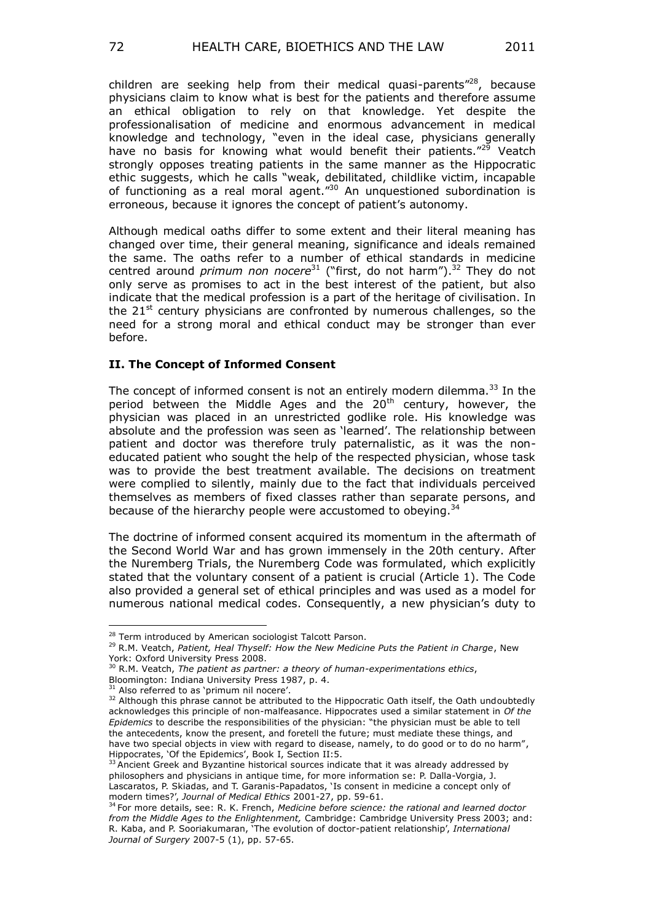children are seeking help from their medical quasi-parents"[28], because physicians claim to know what is best for the patients and therefore assume an ethical obligation to rely on that knowledge. Yet despite the professionalisation of medicine and enormous advancement in medical knowledge and technology, "even in the ideal case, physicians generally have no basis for knowing what would benefit their patients."[29] Veatch strongly opposes treating patients in the same manner as the Hippocratic ethic suggests, which he calls "weak, debilitated, childlike victim, incapable of functioning as a real moral agent."[30] An unquestioned subordination is erroneous, because it ignores the concept of patient's autonomy.

Although medical oaths differ to some extent and their literal meaning has changed over time, their general meaning, significance and ideals remained the same. The oaths refer to a number of ethical standards in medicine centred around *primum non nocere*[31] ("first, do not harm").[32] They do not only serve as promises to act in the best interest of the patient, but also indicate that the medical profession is a part of the heritage of civilisation. In the 21st century physicians are confronted by numerous challenges, so the need for a strong moral and ethical conduct may be stronger than ever before.

## II. The Concept of Informed Consent

The concept of informed consent is not an entirely modern dilemma.[33] In the period between the Middle Ages and the 20th century, however, the physician was placed in an unrestricted godlike role. His knowledge was absolute and the profession was seen as 'learned'. The relationship between patient and doctor was therefore truly paternalistic, as it was the non-educated patient who sought the help of the respected physician, whose task was to provide the best treatment available. The decisions on treatment were complied to silently, mainly due to the fact that individuals perceived themselves as members of fixed classes rather than separate persons, and because of the hierarchy people were accustomed to obeying.[34]

The doctrine of informed consent acquired its momentum in the aftermath of the Second World War and has grown immensely in the 20th century. After the Nuremberg Trials, the Nuremberg Code was formulated, which explicitly stated that the voluntary consent of a patient is crucial (Article 1). The Code also provided a general set of ethical principles and was used as a model for numerous national medical codes. Consequently, a new physician's duty to

---

[28] Term introduced by American sociologist Talcott Parson.

[29] R.M. Veatch, *Patient, Heal Thyself: How the New Medicine Puts the Patient in Charge*, New York: Oxford University Press 2008.

[30] R.M. Veatch, *The patient as partner: a theory of human-experimentations ethics*, Bloomington: Indiana University Press 1987, p. 4.

[31] Also referred to as 'primum nil nocere'.

[32] Although this phrase cannot be attributed to the Hippocratic Oath itself, the Oath undoubtedly acknowledges this principle of non-malfeasance. Hippocrates used a similar statement in *Of the Epidemics* to describe the responsibilities of the physician: "the physician must be able to tell the antecedents, know the present, and foretell the future; must mediate these things, and have two special objects in view with regard to disease, namely, to do good or to do no harm", Hippocrates, 'Of the Epidemics', Book I, Section II:5.

[33] Ancient Greek and Byzantine historical sources indicate that it was already addressed by philosophers and physicians in antique time, for more information se: P. Dalla-Vorgia, J. Lascaratos, P. Skiadas, and T. Garanis-Papadatos, 'Is consent in medicine a concept only of modern times?', *Journal of Medical Ethics* 2001-27, pp. 59-61.

[34] For more details, see: R. K. French, *Medicine before science: the rational and learned doctor from the Middle Ages to the Enlightenment,* Cambridge: Cambridge University Press 2003; and: R. Kaba, and P. Sooriakumaran, 'The evolution of doctor-patient relationship', *International Journal of Surgery* 2007-5 (1), pp. 57-65.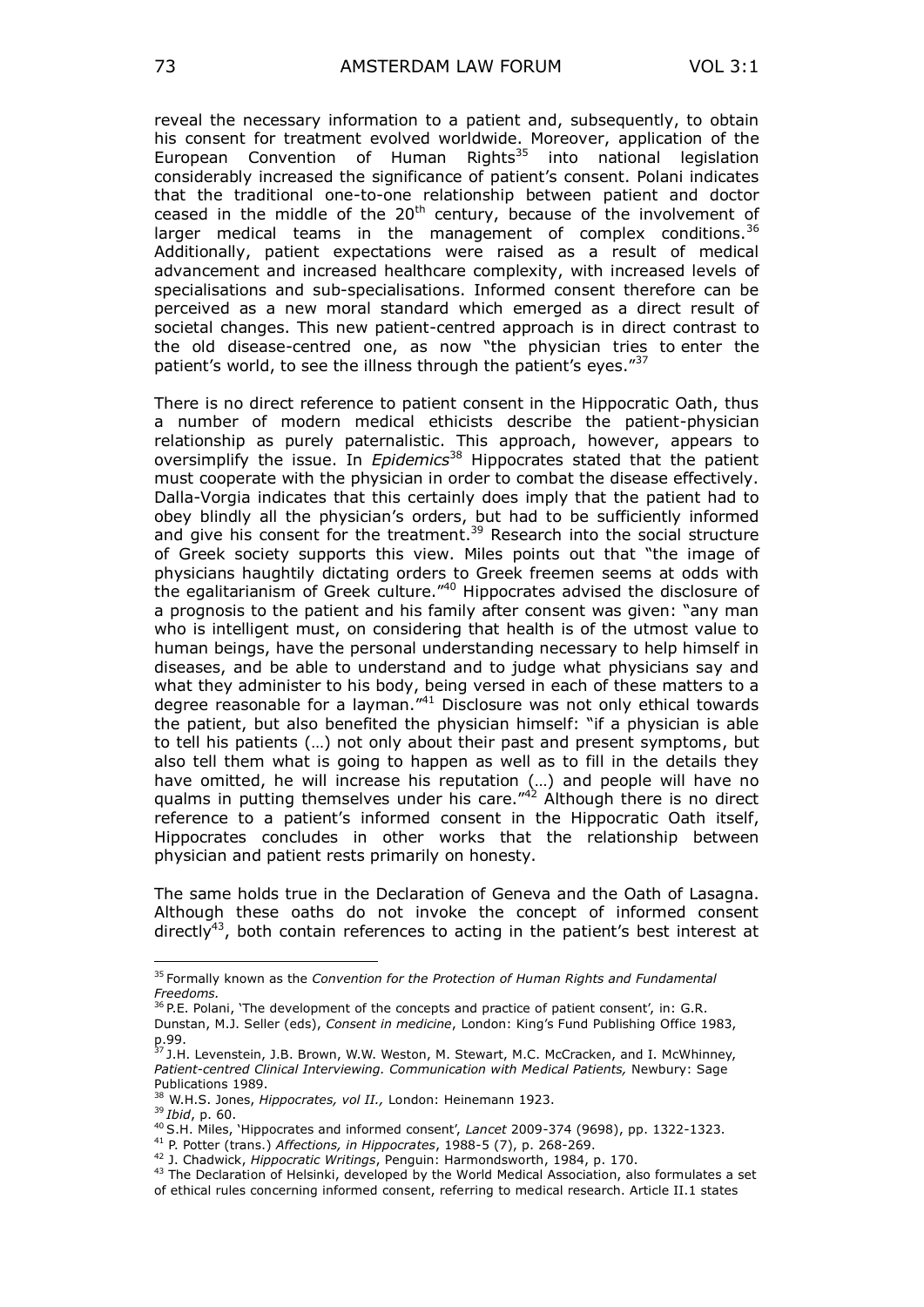reveal the necessary information to a patient and, subsequently, to obtain his consent for treatment evolved worldwide. Moreover, application of the European Convention of Human Rights[35] into national legislation considerably increased the significance of patient's consent. Polani indicates that the traditional one-to-one relationship between patient and doctor ceased in the middle of the 20th century, because of the involvement of larger medical teams in the management of complex conditions.[36] Additionally, patient expectations were raised as a result of medical advancement and increased healthcare complexity, with increased levels of specialisations and sub-specialisations. Informed consent therefore can be perceived as a new moral standard which emerged as a direct result of societal changes. This new patient-centred approach is in direct contrast to the old disease-centred one, as now "the physician tries to enter the patient's world, to see the illness through the patient's eyes."[37]

There is no direct reference to patient consent in the Hippocratic Oath, thus a number of modern medical ethicists describe the patient-physician relationship as purely paternalistic. This approach, however, appears to oversimplify the issue. In *Epidemics*[38] Hippocrates stated that the patient must cooperate with the physician in order to combat the disease effectively. Dalla-Vorgia indicates that this certainly does imply that the patient had to obey blindly all the physician's orders, but had to be sufficiently informed and give his consent for the treatment.[39] Research into the social structure of Greek society supports this view. Miles points out that "the image of physicians haughtily dictating orders to Greek freemen seems at odds with the egalitarianism of Greek culture."[40] Hippocrates advised the disclosure of a prognosis to the patient and his family after consent was given: "any man who is intelligent must, on considering that health is of the utmost value to human beings, have the personal understanding necessary to help himself in diseases, and be able to understand and to judge what physicians say and what they administer to his body, being versed in each of these matters to a degree reasonable for a layman."[41] Disclosure was not only ethical towards the patient, but also benefited the physician himself: "if a physician is able to tell his patients (…) not only about their past and present symptoms, but also tell them what is going to happen as well as to fill in the details they have omitted, he will increase his reputation (…) and people will have no qualms in putting themselves under his care."[42] Although there is no direct reference to a patient's informed consent in the Hippocratic Oath itself, Hippocrates concludes in other works that the relationship between physician and patient rests primarily on honesty.

The same holds true in the Declaration of Geneva and the Oath of Lasagna. Although these oaths do not invoke the concept of informed consent directly[43], both contain references to acting in the patient's best interest at

---

[35] Formally known as the *Convention for the Protection of Human Rights and Fundamental Freedoms.*

[36] P.E. Polani, 'The development of the concepts and practice of patient consent', in: G.R. Dunstan, M.J. Seller (eds), *Consent in medicine*, London: King's Fund Publishing Office 1983, p.99.

[37] J.H. Levenstein, J.B. Brown, W.W. Weston, M. Stewart, M.C. McCracken, and I. McWhinney, *Patient-centred Clinical Interviewing. Communication with Medical Patients,* Newbury: Sage Publications 1989.

[38] W.H.S. Jones, *Hippocrates, vol II.,* London: Heinemann 1923.

[39] *Ibid*, p. 60.

[40] S.H. Miles, 'Hippocrates and informed consent', *Lancet* 2009-374 (9698), pp. 1322-1323.

[41] P. Potter (trans.) *Affections, in Hippocrates*, 1988-5 (7), p. 268-269.

[42] J. Chadwick, *Hippocratic Writings*, Penguin: Harmondsworth, 1984, p. 170.

[43] The Declaration of Helsinki, developed by the World Medical Association, also formulates a set of ethical rules concerning informed consent, referring to medical research. Article II.1 states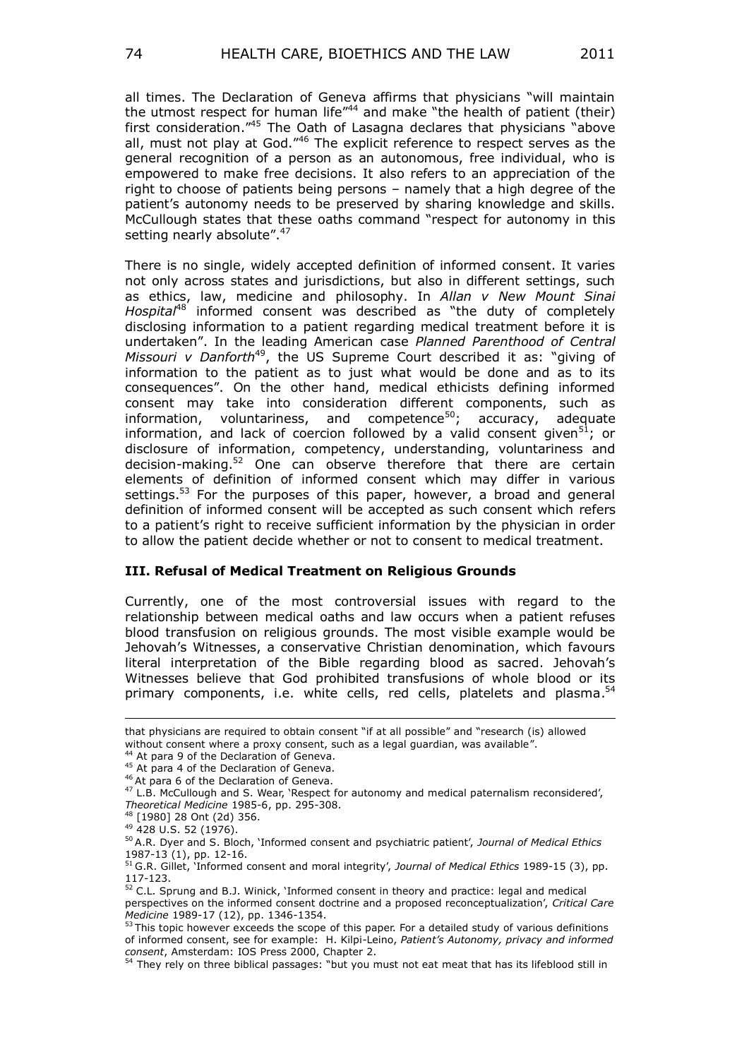all times. The Declaration of Geneva affirms that physicians "will maintain the utmost respect for human life"[44] and make "the health of patient (their) first consideration."[45] The Oath of Lasagna declares that physicians "above all, must not play at God."[46] The explicit reference to respect serves as the general recognition of a person as an autonomous, free individual, who is empowered to make free decisions. It also refers to an appreciation of the right to choose of patients being persons – namely that a high degree of the patient's autonomy needs to be preserved by sharing knowledge and skills. McCullough states that these oaths command "respect for autonomy in this setting nearly absolute".[47]

There is no single, widely accepted definition of informed consent. It varies not only across states and jurisdictions, but also in different settings, such as ethics, law, medicine and philosophy. In *Allan v New Mount Sinai Hospital*[48] informed consent was described as "the duty of completely disclosing information to a patient regarding medical treatment before it is undertaken". In the leading American case *Planned Parenthood of Central Missouri v Danforth*[49], the US Supreme Court described it as: "giving of information to the patient as to just what would be done and as to its consequences". On the other hand, medical ethicists defining informed consent may take into consideration different components, such as information, voluntariness, and competence[50]; accuracy, adequate information, and lack of coercion followed by a valid consent given[51]; or disclosure of information, competency, understanding, voluntariness and decision-making.[52] One can observe therefore that there are certain elements of definition of informed consent which may differ in various settings.[53] For the purposes of this paper, however, a broad and general definition of informed consent will be accepted as such consent which refers to a patient's right to receive sufficient information by the physician in order to allow the patient decide whether or not to consent to medical treatment.

### III. Refusal of Medical Treatment on Religious Grounds

Currently, one of the most controversial issues with regard to the relationship between medical oaths and law occurs when a patient refuses blood transfusion on religious grounds. The most visible example would be Jehovah's Witnesses, a conservative Christian denomination, which favours literal interpretation of the Bible regarding blood as sacred. Jehovah's Witnesses believe that God prohibited transfusions of whole blood or its primary components, i.e. white cells, red cells, platelets and plasma.[54]

---

that physicians are required to obtain consent "if at all possible" and "research (is) allowed without consent where a proxy consent, such as a legal guardian, was available".

[44] At para 9 of the Declaration of Geneva.

[45] At para 4 of the Declaration of Geneva.

[46] At para 6 of the Declaration of Geneva.

[47] L.B. McCullough and S. Wear, 'Respect for autonomy and medical paternalism reconsidered', *Theoretical Medicine* 1985-6, pp. 295-308.

[48] [1980] 28 Ont (2d) 356.

[49] 428 U.S. 52 (1976).

[50] A.R. Dyer and S. Bloch, 'Informed consent and psychiatric patient', *Journal of Medical Ethics* 1987-13 (1), pp. 12-16.

[51] G.R. Gillet, 'Informed consent and moral integrity', *Journal of Medical Ethics* 1989-15 (3), pp. 117-123.

[52] C.L. Sprung and B.J. Winick, 'Informed consent in theory and practice: legal and medical perspectives on the informed consent doctrine and a proposed reconceptualization', *Critical Care Medicine* 1989-17 (12), pp. 1346-1354.

[53] This topic however exceeds the scope of this paper. For a detailed study of various definitions of informed consent, see for example: H. Kilpi-Leino, *Patient's Autonomy, privacy and informed consent*, Amsterdam: IOS Press 2000, Chapter 2.

[54] They rely on three biblical passages: "but you must not eat meat that has its lifeblood still in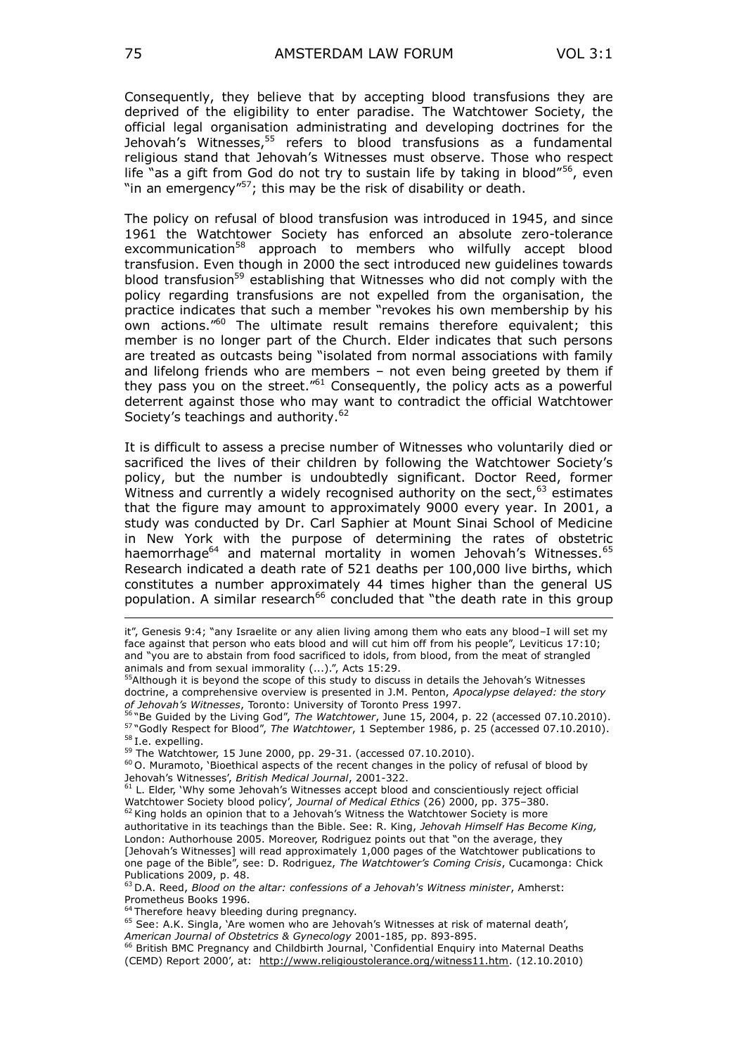Consequently, they believe that by accepting blood transfusions they are deprived of the eligibility to enter paradise. The Watchtower Society, the official legal organisation administrating and developing doctrines for the Jehovah's Witnesses,[55] refers to blood transfusions as a fundamental religious stand that Jehovah's Witnesses must observe. Those who respect life "as a gift from God do not try to sustain life by taking in blood"[56], even "in an emergency"[57]; this may be the risk of disability or death.

The policy on refusal of blood transfusion was introduced in 1945, and since 1961 the Watchtower Society has enforced an absolute zero-tolerance excommunication[58] approach to members who wilfully accept blood transfusion. Even though in 2000 the sect introduced new guidelines towards blood transfusion[59] establishing that Witnesses who did not comply with the policy regarding transfusions are not expelled from the organisation, the practice indicates that such a member "revokes his own membership by his own actions."[60] The ultimate result remains therefore equivalent; this member is no longer part of the Church. Elder indicates that such persons are treated as outcasts being "isolated from normal associations with family and lifelong friends who are members – not even being greeted by them if they pass you on the street."[61] Consequently, the policy acts as a powerful deterrent against those who may want to contradict the official Watchtower Society's teachings and authority.[62]

It is difficult to assess a precise number of Witnesses who voluntarily died or sacrificed the lives of their children by following the Watchtower Society's policy, but the number is undoubtedly significant. Doctor Reed, former Witness and currently a widely recognised authority on the sect,[63] estimates that the figure may amount to approximately 9000 every year. In 2001, a study was conducted by Dr. Carl Saphier at Mount Sinai School of Medicine in New York with the purpose of determining the rates of obstetric haemorrhage[64] and maternal mortality in women Jehovah's Witnesses.[65] Research indicated a death rate of 521 deaths per 100,000 live births, which constitutes a number approximately 44 times higher than the general US population. A similar research[66] concluded that "the death rate in this group

---

it", Genesis 9:4; "any Israelite or any alien living among them who eats any blood–I will set my face against that person who eats blood and will cut him off from his people", Leviticus 17:10; and "you are to abstain from food sacrificed to idols, from blood, from the meat of strangled animals and from sexual immorality (...).", Acts 15:29.

[55] Although it is beyond the scope of this study to discuss in details the Jehovah's Witnesses doctrine, a comprehensive overview is presented in J.M. Penton, *Apocalypse delayed: the story of Jehovah's Witnesses*, Toronto: University of Toronto Press 1997.

[56] "Be Guided by the Living God", *The Watchtower*, June 15, 2004, p. 22 (accessed 07.10.2010).

[57] "Godly Respect for Blood", *The Watchtower*, 1 September 1986, p. 25 (accessed 07.10.2010).

[58] I.e. expelling.

[59] The Watchtower, 15 June 2000, pp. 29-31. (accessed 07.10.2010).

[60] O. Muramoto, 'Bioethical aspects of the recent changes in the policy of refusal of blood by Jehovah's Witnesses', *British Medical Journal*, 2001-322.

[61] L. Elder, 'Why some Jehovah's Witnesses accept blood and conscientiously reject official Watchtower Society blood policy', *Journal of Medical Ethics* (26) 2000, pp. 375–380.

[62] King holds an opinion that to a Jehovah's Witness the Watchtower Society is more authoritative in its teachings than the Bible. See: R. King, *Jehovah Himself Has Become King,* London: Authorhouse 2005. Moreover, Rodriguez points out that "on the average, they [Jehovah's Witnesses] will read approximately 1,000 pages of the Watchtower publications to one page of the Bible", see: D. Rodriguez, *The Watchtower's Coming Crisis*, Cucamonga: Chick Publications 2009, p. 48.

[63] D.A. Reed, *Blood on the altar: confessions of a Jehovah's Witness minister*, Amherst: Prometheus Books 1996.

[64] Therefore heavy bleeding during pregnancy.

[65] See: A.K. Singla, 'Are women who are Jehovah's Witnesses at risk of maternal death', *American Journal of Obstetrics & Gynecology* 2001-185, pp. 893-895.

[66] British BMC Pregnancy and Childbirth Journal, 'Confidential Enquiry into Maternal Deaths (CEMD) Report 2000', at: http://www.religioustolerance.org/witness11.htm. (12.10.2010)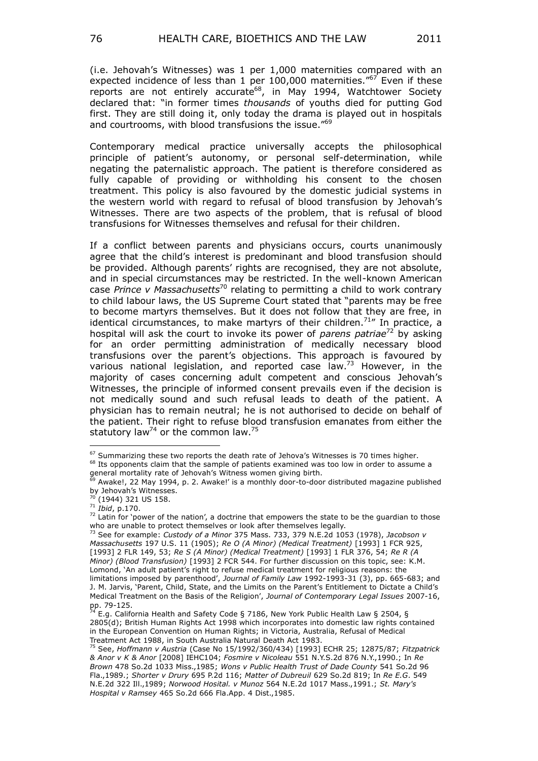(i.e. Jehovah's Witnesses) was 1 per 1,000 maternities compared with an expected incidence of less than 1 per 100,000 maternities."[67] Even if these reports are not entirely accurate[68], in May 1994, Watchtower Society declared that: "in former times *thousands* of youths died for putting God first. They are still doing it, only today the drama is played out in hospitals and courtrooms, with blood transfusions the issue."[69]

Contemporary medical practice universally accepts the philosophical principle of patient's autonomy, or personal self-determination, while negating the paternalistic approach. The patient is therefore considered as fully capable of providing or withholding his consent to the chosen treatment. This policy is also favoured by the domestic judicial systems in the western world with regard to refusal of blood transfusion by Jehovah's Witnesses. There are two aspects of the problem, that is refusal of blood transfusions for Witnesses themselves and refusal for their children.

If a conflict between parents and physicians occurs, courts unanimously agree that the child's interest is predominant and blood transfusion should be provided. Although parents' rights are recognised, they are not absolute, and in special circumstances may be restricted. In the well-known American case *Prince v Massachusetts*[70] relating to permitting a child to work contrary to child labour laws, the US Supreme Court stated that "parents may be free to become martyrs themselves. But it does not follow that they are free, in identical circumstances, to make martyrs of their children.[71]" In practice, a hospital will ask the court to invoke its power of *parens patriae*[72] by asking for an order permitting administration of medically necessary blood transfusions over the parent's objections. This approach is favoured by various national legislation, and reported case law.[73] However, in the majority of cases concerning adult competent and conscious Jehovah's Witnesses, the principle of informed consent prevails even if the decision is not medically sound and such refusal leads to death of the patient. A physician has to remain neutral; he is not authorised to decide on behalf of the patient. Their right to refuse blood transfusion emanates from either the statutory law[74] or the common law.[75]

---

[67] Summarizing these two reports the death rate of Jehova's Witnesses is 70 times higher.

[68] Its opponents claim that the sample of patients examined was too low in order to assume a general mortality rate of Jehovah's Witness women giving birth.

[69] Awake!, 22 May 1994, p. 2. Awake!' is a monthly door-to-door distributed magazine published by Jehovah's Witnesses.

[70] (1944) 321 US 158.

[71] *Ibid*, p.170.

[72] Latin for 'power of the nation', a doctrine that empowers the state to be the guardian to those who are unable to protect themselves or look after themselves legally.

[73] See for example: *Custody of a Minor* 375 Mass. 733, 379 N.E.2d 1053 (1978), *Jacobson v Massachusetts* 197 U.S. 11 (1905); *Re O (A Minor) (Medical Treatment)* [1993] 1 FCR 925, [1993] 2 FLR 149, 53; *Re S (A Minor) (Medical Treatment)* [1993] 1 FLR 376, 54; *Re R (A Minor) (Blood Transfusion)* [1993] 2 FCR 544. For further discussion on this topic, see: K.M. Lomond, 'An adult patient's right to refuse medical treatment for religious reasons: the limitations imposed by parenthood', *Journal of Family Law* 1992-1993-31 (3), pp. 665-683; and J. M. Jarvis, 'Parent, Child, State, and the Limits on the Parent's Entitlement to Dictate a Child's Medical Treatment on the Basis of the Religion', *Journal of Contemporary Legal Issues* 2007-16, pp. 79-125.

[74] E.g. California Health and Safety Code § 7186, New York Public Health Law § 2504, § 2805(d); British Human Rights Act 1998 which incorporates into domestic law rights contained in the European Convention on Human Rights; in Victoria, Australia, Refusal of Medical Treatment Act 1988, in South Australia Natural Death Act 1983.

[75] See, *Hoffmann v Austria* (Case No 15/1992/360/434) [1993] ECHR 25; 12875/87; *Fitzpatrick & Anor v K & Anor* [2008] IEHC104; *Fosmire v Nicoleau* 551 N.Y.S.2d 876 N.Y.,1990.; In *Re Brown* 478 So.2d 1033 Miss.,1985; *Wons v Public Health Trust of Dade County* 541 So.2d 96 Fla.,1989.; *Shorter v Drury* 695 P.2d 116; *Matter of Dubreuil* 629 So.2d 819; In *Re E.G.* 549 N.E.2d 322 Ill.,1989; *Norwood Hosital. v Munoz* 564 N.E.2d 1017 Mass.,1991.; *St. Mary's Hospital v Ramsey* 465 So.2d 666 Fla.App. 4 Dist.,1985.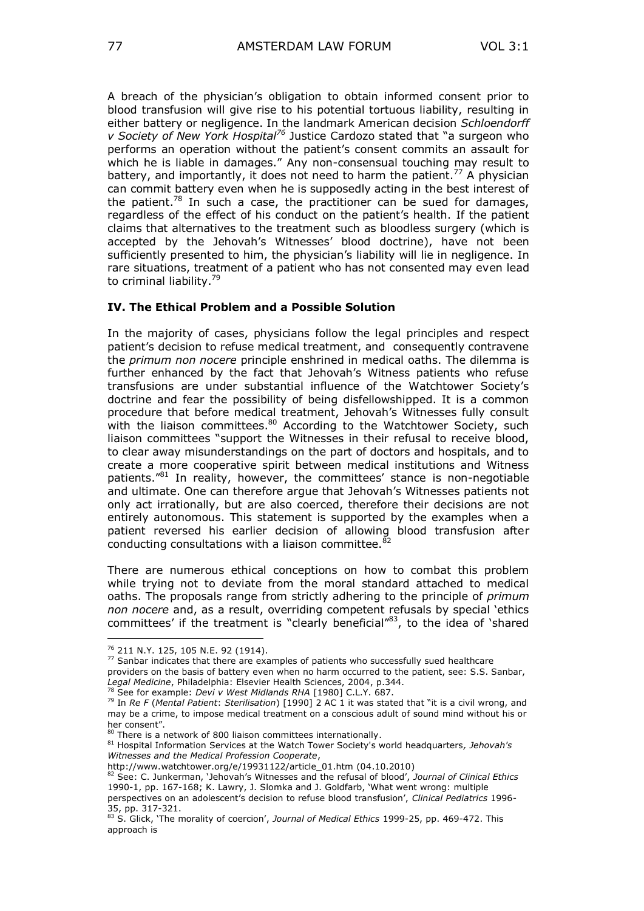A breach of the physician's obligation to obtain informed consent prior to blood transfusion will give rise to his potential tortuous liability, resulting in either battery or negligence. In the landmark American decision *Schloendorff v Society of New York Hospital*[76] Justice Cardozo stated that "a surgeon who performs an operation without the patient's consent commits an assault for which he is liable in damages." Any non-consensual touching may result to battery, and importantly, it does not need to harm the patient.[77] A physician can commit battery even when he is supposedly acting in the best interest of the patient.[78] In such a case, the practitioner can be sued for damages, regardless of the effect of his conduct on the patient's health. If the patient claims that alternatives to the treatment such as bloodless surgery (which is accepted by the Jehovah's Witnesses' blood doctrine), have not been sufficiently presented to him, the physician's liability will lie in negligence. In rare situations, treatment of a patient who has not consented may even lead to criminal liability.[79]

### IV. The Ethical Problem and a Possible Solution

In the majority of cases, physicians follow the legal principles and respect patient's decision to refuse medical treatment, and consequently contravene the *primum non nocere* principle enshrined in medical oaths. The dilemma is further enhanced by the fact that Jehovah's Witness patients who refuse transfusions are under substantial influence of the Watchtower Society's doctrine and fear the possibility of being disfellowshipped. It is a common procedure that before medical treatment, Jehovah's Witnesses fully consult with the liaison committees.[80] According to the Watchtower Society, such liaison committees "support the Witnesses in their refusal to receive blood, to clear away misunderstandings on the part of doctors and hospitals, and to create a more cooperative spirit between medical institutions and Witness patients."[81] In reality, however, the committees' stance is non-negotiable and ultimate. One can therefore argue that Jehovah's Witnesses patients not only act irrationally, but are also coerced, therefore their decisions are not entirely autonomous. This statement is supported by the examples when a patient reversed his earlier decision of allowing blood transfusion after conducting consultations with a liaison committee.[82]

There are numerous ethical conceptions on how to combat this problem while trying not to deviate from the moral standard attached to medical oaths. The proposals range from strictly adhering to the principle of *primum non nocere* and, as a result, overriding competent refusals by special 'ethics committees' if the treatment is "clearly beneficial"[83], to the idea of 'shared

---

[76] 211 N.Y. 125, 105 N.E. 92 (1914).

[77] Sanbar indicates that there are examples of patients who successfully sued healthcare providers on the basis of battery even when no harm occurred to the patient, see: S.S. Sanbar, *Legal Medicine*, Philadelphia: Elsevier Health Sciences, 2004, p.344.

[78] See for example: *Devi v West Midlands RHA* [1980] C.L.Y. 687.

[79] In *Re F* (*Mental Patient*: *Sterilisation*) [1990] 2 AC 1 it was stated that "it is a civil wrong, and may be a crime, to impose medical treatment on a conscious adult of sound mind without his or her consent".

[80] There is a network of 800 liaison committees internationally.

[81] Hospital Information Services at the Watch Tower Society's world headquarters*, Jehovah's Witnesses and the Medical Profession Cooperate*, http://www.watchtower.org/e/19931122/article_01.htm (04.10.2010)

[82] See: C. Junkerman, 'Jehovah's Witnesses and the refusal of blood', *Journal of Clinical Ethics* 1990-1, pp. 167-168; K. Lawry, J. Slomka and J. Goldfarb, 'What went wrong: multiple perspectives on an adolescent's decision to refuse blood transfusion', *Clinical Pediatrics* 1996-35, pp. 317-321.

[83] S. Glick, 'The morality of coercion', *Journal of Medical Ethics* 1999-25, pp. 469-472. This approach is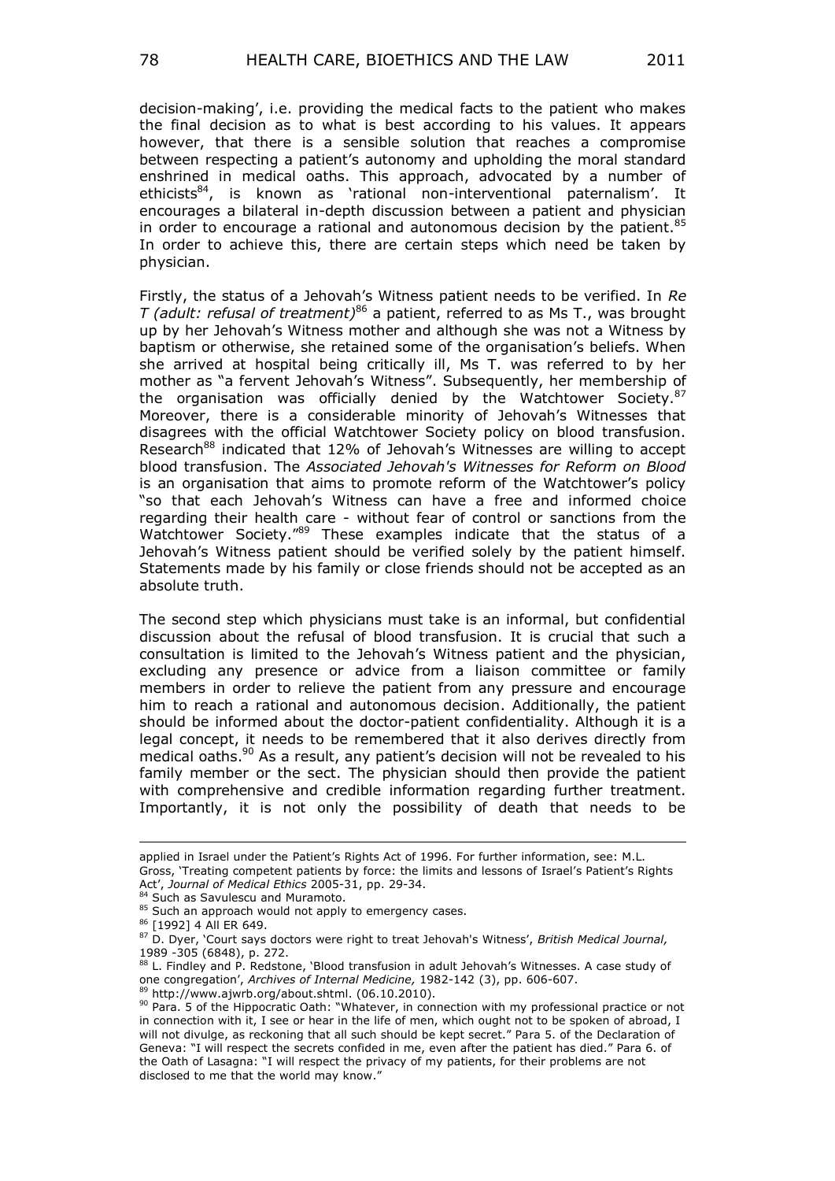decision-making', i.e. providing the medical facts to the patient who makes the final decision as to what is best according to his values. It appears however, that there is a sensible solution that reaches a compromise between respecting a patient's autonomy and upholding the moral standard enshrined in medical oaths. This approach, advocated by a number of ethicists[84], is known as 'rational non-interventional paternalism'. It encourages a bilateral in-depth discussion between a patient and physician in order to encourage a rational and autonomous decision by the patient.[85] In order to achieve this, there are certain steps which need be taken by physician.

Firstly, the status of a Jehovah's Witness patient needs to be verified. In *Re T (adult: refusal of treatment)*[86] a patient, referred to as Ms T., was brought up by her Jehovah's Witness mother and although she was not a Witness by baptism or otherwise, she retained some of the organisation's beliefs. When she arrived at hospital being critically ill, Ms T. was referred to by her mother as "a fervent Jehovah's Witness". Subsequently, her membership of the organisation was officially denied by the Watchtower Society.[87] Moreover, there is a considerable minority of Jehovah's Witnesses that disagrees with the official Watchtower Society policy on blood transfusion. Research[88] indicated that 12% of Jehovah's Witnesses are willing to accept blood transfusion. The *Associated Jehovah's Witnesses for Reform on Blood* is an organisation that aims to promote reform of the Watchtower's policy "so that each Jehovah's Witness can have a free and informed choice regarding their health care - without fear of control or sanctions from the Watchtower Society."[89] These examples indicate that the status of a Jehovah's Witness patient should be verified solely by the patient himself. Statements made by his family or close friends should not be accepted as an absolute truth.

The second step which physicians must take is an informal, but confidential discussion about the refusal of blood transfusion. It is crucial that such a consultation is limited to the Jehovah's Witness patient and the physician, excluding any presence or advice from a liaison committee or family members in order to relieve the patient from any pressure and encourage him to reach a rational and autonomous decision. Additionally, the patient should be informed about the doctor-patient confidentiality. Although it is a legal concept, it needs to be remembered that it also derives directly from medical oaths.[90] As a result, any patient's decision will not be revealed to his family member or the sect. The physician should then provide the patient with comprehensive and credible information regarding further treatment. Importantly, it is not only the possibility of death that needs to be

---

applied in Israel under the Patient's Rights Act of 1996. For further information, see: M.L. Gross, 'Treating competent patients by force: the limits and lessons of Israel's Patient's Rights Act', *Journal of Medical Ethics* 2005-31, pp. 29-34.

[84] Such as Savulescu and Muramoto.

[85] Such an approach would not apply to emergency cases.

[86] [1992] 4 All ER 649.

[87] D. Dyer, 'Court says doctors were right to treat Jehovah's Witness', *British Medical Journal,* 1989 -305 (6848), p. 272.

[88] L. Findley and P. Redstone, 'Blood transfusion in adult Jehovah's Witnesses. A case study of one congregation', *Archives of Internal Medicine,* 1982-142 (3), pp. 606-607.

[89] http://www.ajwrb.org/about.shtml. (06.10.2010).

[90] Para. 5 of the Hippocratic Oath: "Whatever, in connection with my professional practice or not in connection with it, I see or hear in the life of men, which ought not to be spoken of abroad, I will not divulge, as reckoning that all such should be kept secret." Para 5. of the Declaration of Geneva: "I will respect the secrets confided in me, even after the patient has died." Para 6. of the Oath of Lasagna: "I will respect the privacy of my patients, for their problems are not disclosed to me that the world may know."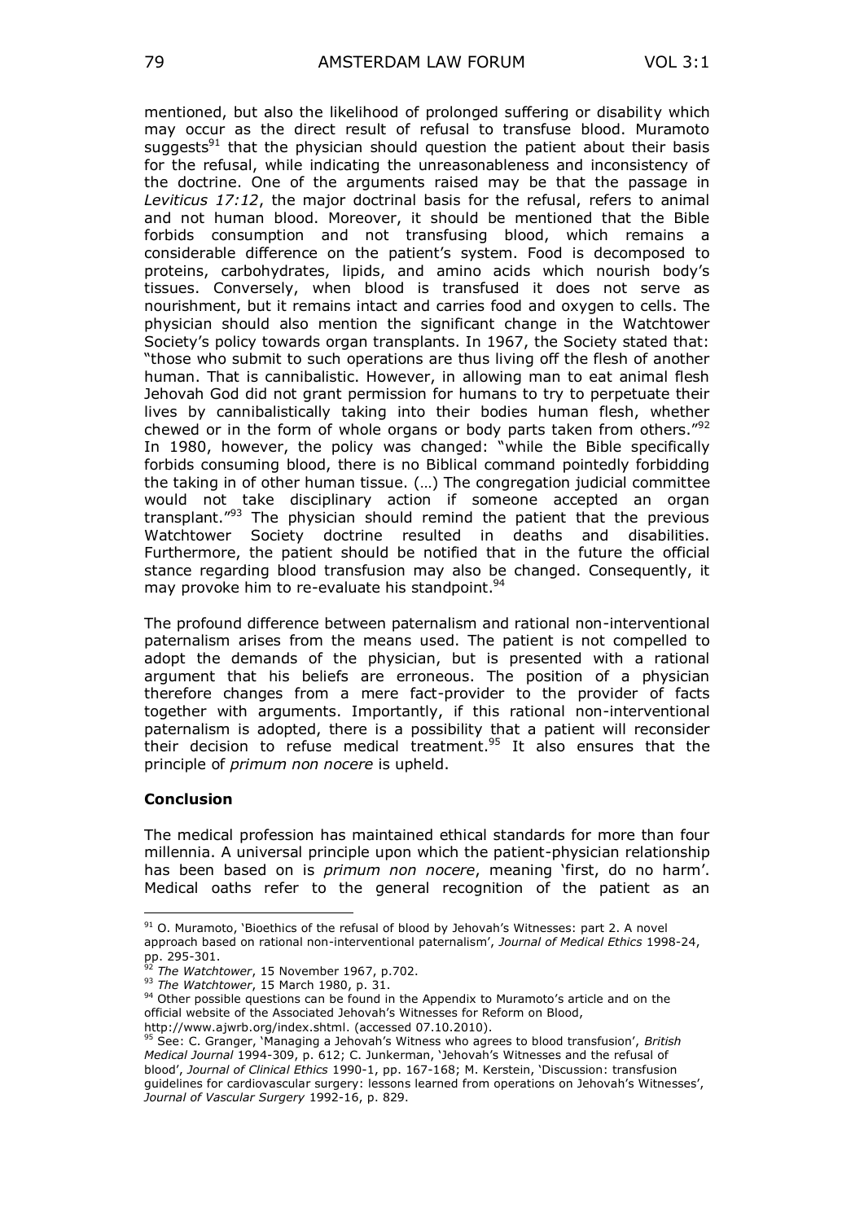mentioned, but also the likelihood of prolonged suffering or disability which may occur as the direct result of refusal to transfuse blood. Muramoto suggests[91] that the physician should question the patient about their basis for the refusal, while indicating the unreasonableness and inconsistency of the doctrine. One of the arguments raised may be that the passage in *Leviticus 17:12*, the major doctrinal basis for the refusal, refers to animal and not human blood. Moreover, it should be mentioned that the Bible forbids consumption and not transfusing blood, which remains a considerable difference on the patient's system. Food is decomposed to proteins, carbohydrates, lipids, and amino acids which nourish body's tissues. Conversely, when blood is transfused it does not serve as nourishment, but it remains intact and carries food and oxygen to cells. The physician should also mention the significant change in the Watchtower Society's policy towards organ transplants. In 1967, the Society stated that: "those who submit to such operations are thus living off the flesh of another human. That is cannibalistic. However, in allowing man to eat animal flesh Jehovah God did not grant permission for humans to try to perpetuate their lives by cannibalistically taking into their bodies human flesh, whether chewed or in the form of whole organs or body parts taken from others."[92] In 1980, however, the policy was changed: "while the Bible specifically forbids consuming blood, there is no Biblical command pointedly forbidding the taking in of other human tissue. (…) The congregation judicial committee would not take disciplinary action if someone accepted an organ transplant."[93] The physician should remind the patient that the previous Watchtower Society doctrine resulted in deaths and disabilities. Furthermore, the patient should be notified that in the future the official stance regarding blood transfusion may also be changed. Consequently, it may provoke him to re-evaluate his standpoint.[94]

The profound difference between paternalism and rational non-interventional paternalism arises from the means used. The patient is not compelled to adopt the demands of the physician, but is presented with a rational argument that his beliefs are erroneous. The position of a physician therefore changes from a mere fact-provider to the provider of facts together with arguments. Importantly, if this rational non-interventional paternalism is adopted, there is a possibility that a patient will reconsider their decision to refuse medical treatment.[95] It also ensures that the principle of *primum non nocere* is upheld.

## Conclusion

The medical profession has maintained ethical standards for more than four millennia. A universal principle upon which the patient-physician relationship has been based on is *primum non nocere*, meaning 'first, do no harm'. Medical oaths refer to the general recognition of the patient as an

---

[91] O. Muramoto, 'Bioethics of the refusal of blood by Jehovah's Witnesses: part 2. A novel approach based on rational non-interventional paternalism', *Journal of Medical Ethics* 1998-24, pp. 295-301.

[92] *The Watchtower*, 15 November 1967, p.702.

[93] *The Watchtower*, 15 March 1980, p. 31.

[94] Other possible questions can be found in the Appendix to Muramoto's article and on the official website of the Associated Jehovah's Witnesses for Reform on Blood, http://www.ajwrb.org/index.shtml. (accessed 07.10.2010).

[95] See: C. Granger, 'Managing a Jehovah's Witness who agrees to blood transfusion', *British Medical Journal* 1994-309, p. 612; C. Junkerman, 'Jehovah's Witnesses and the refusal of blood', *Journal of Clinical Ethics* 1990-1, pp. 167-168; M. Kerstein, 'Discussion: transfusion guidelines for cardiovascular surgery: lessons learned from operations on Jehovah's Witnesses', *Journal of Vascular Surgery* 1992-16, p. 829.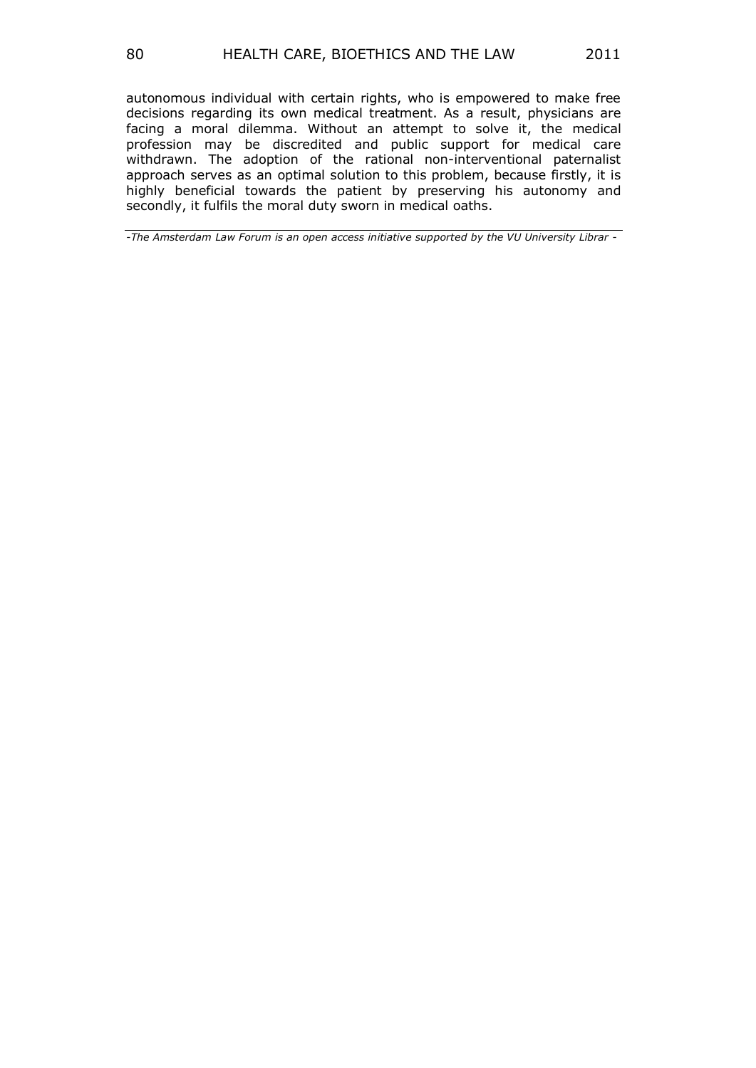autonomous individual with certain rights, who is empowered to make free decisions regarding its own medical treatment. As a result, physicians are facing a moral dilemma. Without an attempt to solve it, the medical profession may be discredited and public support for medical care withdrawn. The adoption of the rational non-interventional paternalist approach serves as an optimal solution to this problem, because firstly, it is highly beneficial towards the patient by preserving his autonomy and secondly, it fulfils the moral duty sworn in medical oaths.